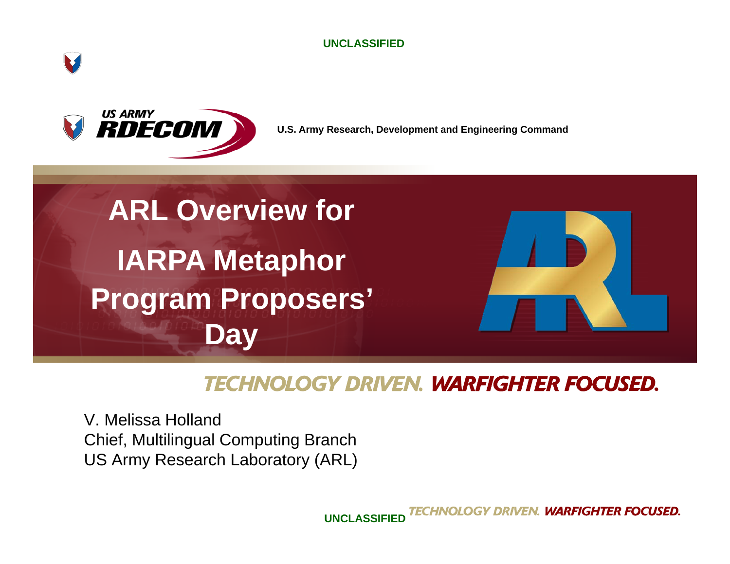UNCLASSIFIED

US ARMY RDECOM

U.S. Army Research, Development and Engineering Command

# ARL Overview for IARPA Metaphor Program Proposers' Day

TECHNOLOGY DRIVEN. WARFIGHTER FOCUSED.

V. Melissa Holland
Chief, Multilingual Computing Branch
US Army Research Laboratory (ARL)

UNCLASSIFIED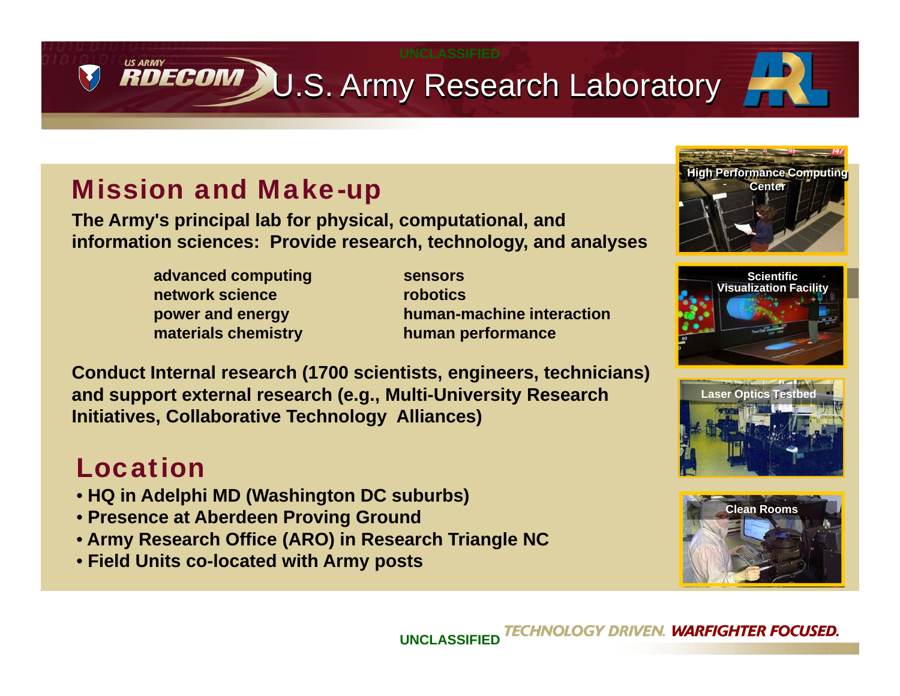# U.S. Army Research Laboratory

## Mission and Make-up

**The Army's principal lab for physical, computational, and information sciences: Provide research, technology, and analyses**

- **advanced computing**
- **network science**
- **power and energy**
- **materials chemistry**
- **sensors**
- **robotics**
- **human-machine interaction**
- **human performance**

**Conduct Internal research (1700 scientists, engineers, technicians) and support external research (e.g., Multi-University Research Initiatives, Collaborative Technology Alliances)**

## Location

- **HQ in Adelphi MD (Washington DC suburbs)**
- **Presence at Aberdeen Proving Ground**
- **Army Research Office (ARO) in Research Triangle NC**
- **Field Units co-located with Army posts**

High Performance Computing Center

Scientific Visualization Facility

Laser Optics Testbed

Clean Rooms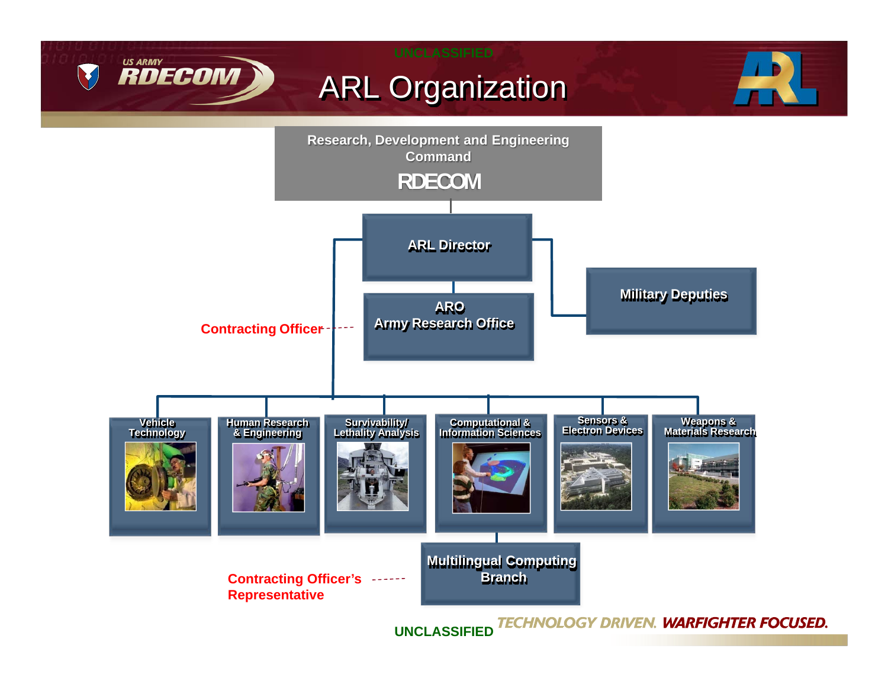UNCLASSIFIED

# ARL Organization

Research, Development and Engineering Command

RDECOM

ARL Director

ARO
Army Research Office

Military Deputies

Contracting Officer

Vehicle Technology

Human Research & Engineering

Survivability/ Lethality Analysis

Computational & Information Sciences

Sensors & Electron Devices

Weapons & Materials Research

Multilingual Computing Branch

Contracting Officer's Representative

UNCLASSIFIED

TECHNOLOGY DRIVEN. WARFIGHTER FOCUSED.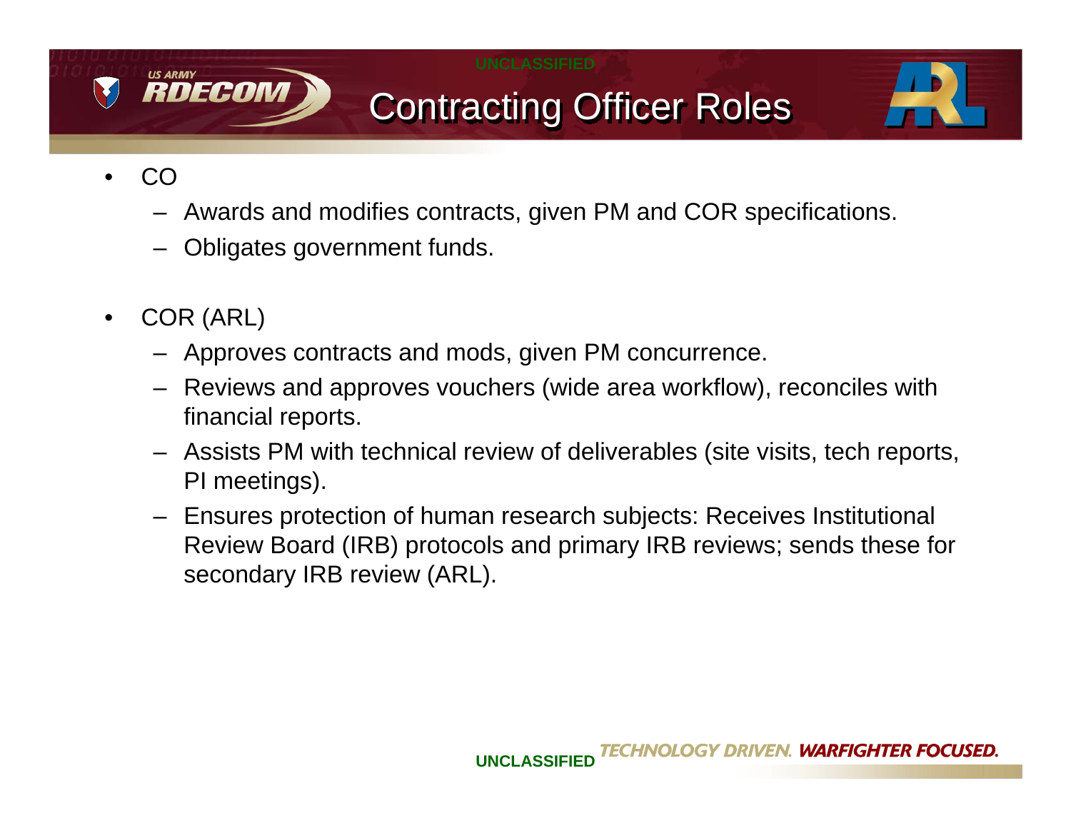# Contracting Officer Roles

- CO
  - Awards and modifies contracts, given PM and COR specifications.
  - Obligates government funds.

- COR (ARL)
  - Approves contracts and mods, given PM concurrence.
  - Reviews and approves vouchers (wide area workflow), reconciles with financial reports.
  - Assists PM with technical review of deliverables (site visits, tech reports, PI meetings).
  - Ensures protection of human research subjects: Receives Institutional Review Board (IRB) protocols and primary IRB reviews; sends these for secondary IRB review (ARL).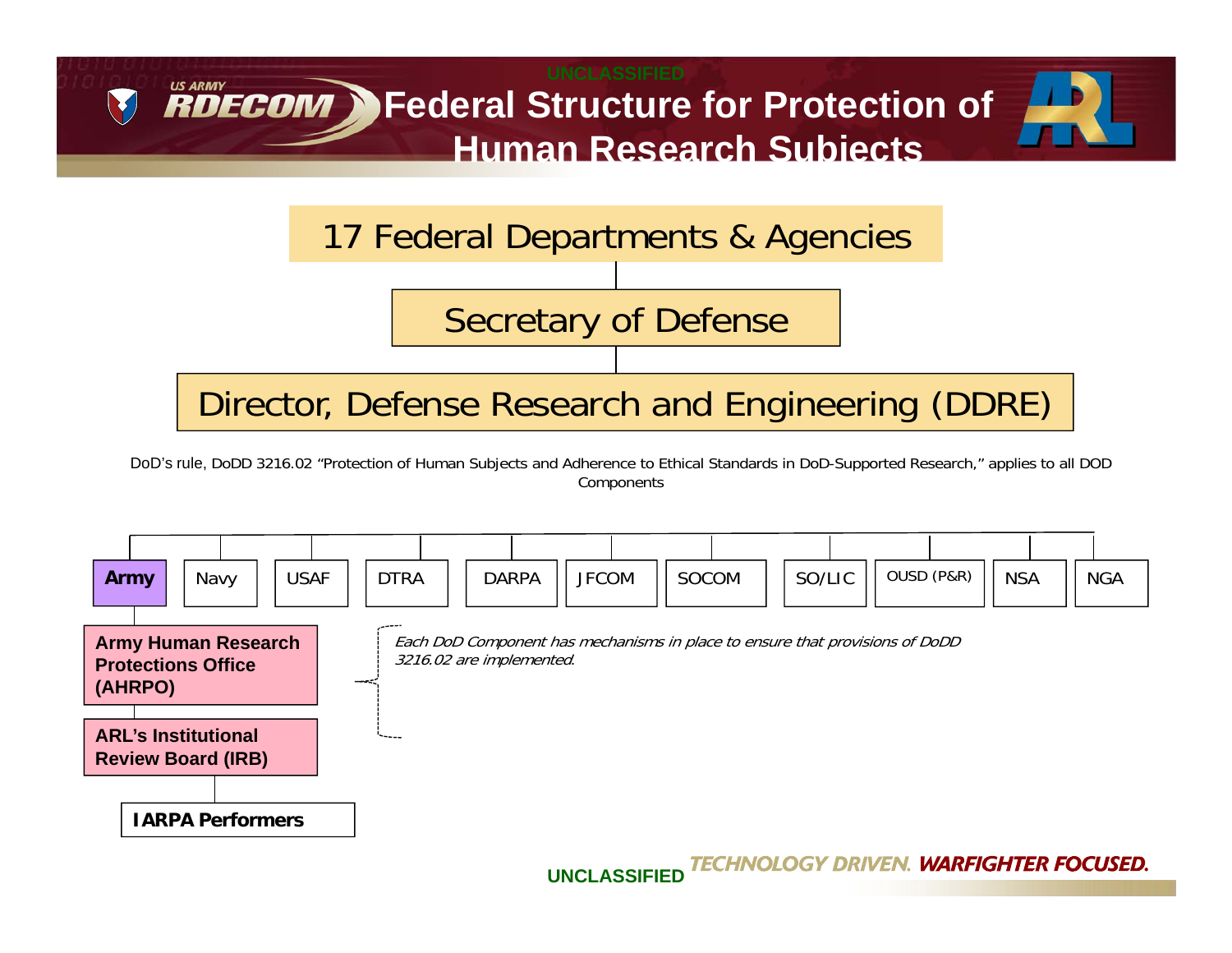# Federal Structure for Protection of Human Research Subjects

17 Federal Departments & Agencies

Secretary of Defense

Director, Defense Research and Engineering (DDRE)

DoD's rule, DoDD 3216.02 "Protection of Human Subjects and Adherence to Ethical Standards in DoD-Supported Research," applies to all DOD Components

**Army** | Navy | USAF | DTRA | DARPA | JFCOM | SOCOM | SO/LIC | OUSD (P&R) | NSA | NGA

**Army Human Research Protections Office (AHRPO)**

**ARL's Institutional Review Board (IRB)**

**IARPA Performers**

*Each DoD Component has mechanisms in place to ensure that provisions of DoDD 3216.02 are implemented.*

UNCLASSIFIED

TECHNOLOGY DRIVEN. WARFIGHTER FOCUSED.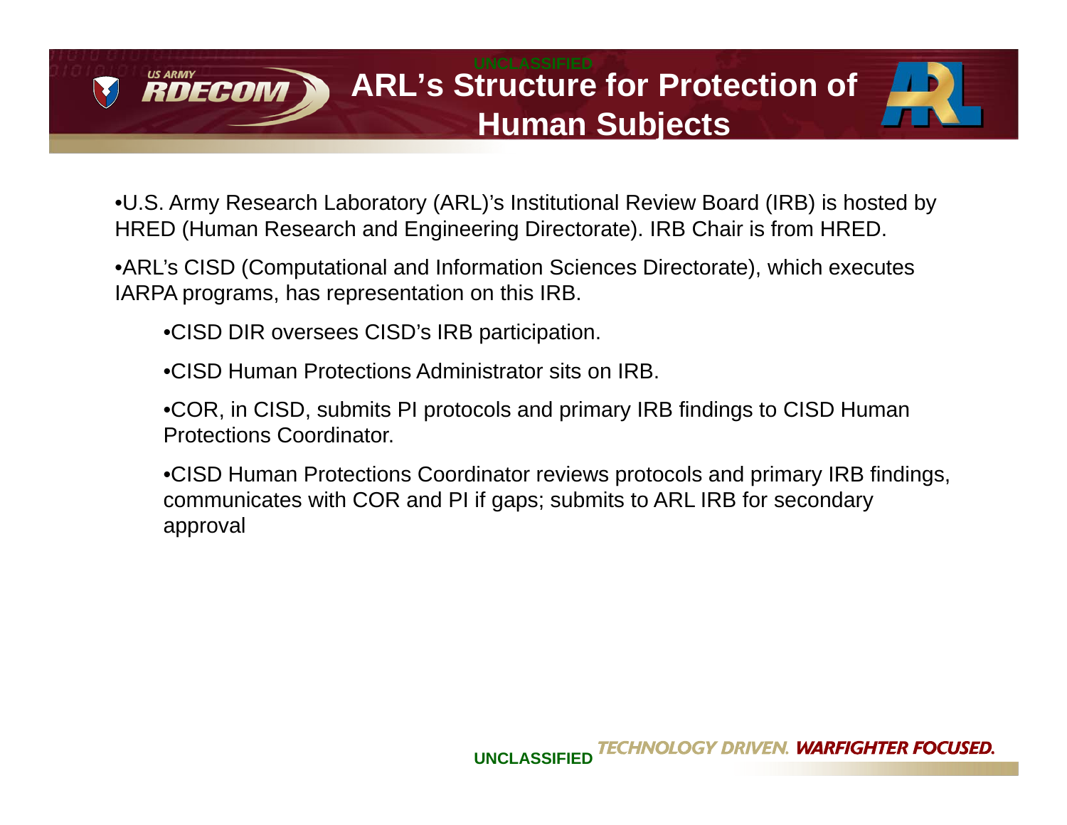# ARL's Structure for Protection of Human Subjects

- U.S. Army Research Laboratory (ARL)'s Institutional Review Board (IRB) is hosted by HRED (Human Research and Engineering Directorate). IRB Chair is from HRED.
- ARL's CISD (Computational and Information Sciences Directorate), which executes IARPA programs, has representation on this IRB.
  - CISD DIR oversees CISD's IRB participation.
  - CISD Human Protections Administrator sits on IRB.
  - COR, in CISD, submits PI protocols and primary IRB findings to CISD Human Protections Coordinator.
  - CISD Human Protections Coordinator reviews protocols and primary IRB findings, communicates with COR and PI if gaps; submits to ARL IRB for secondary approval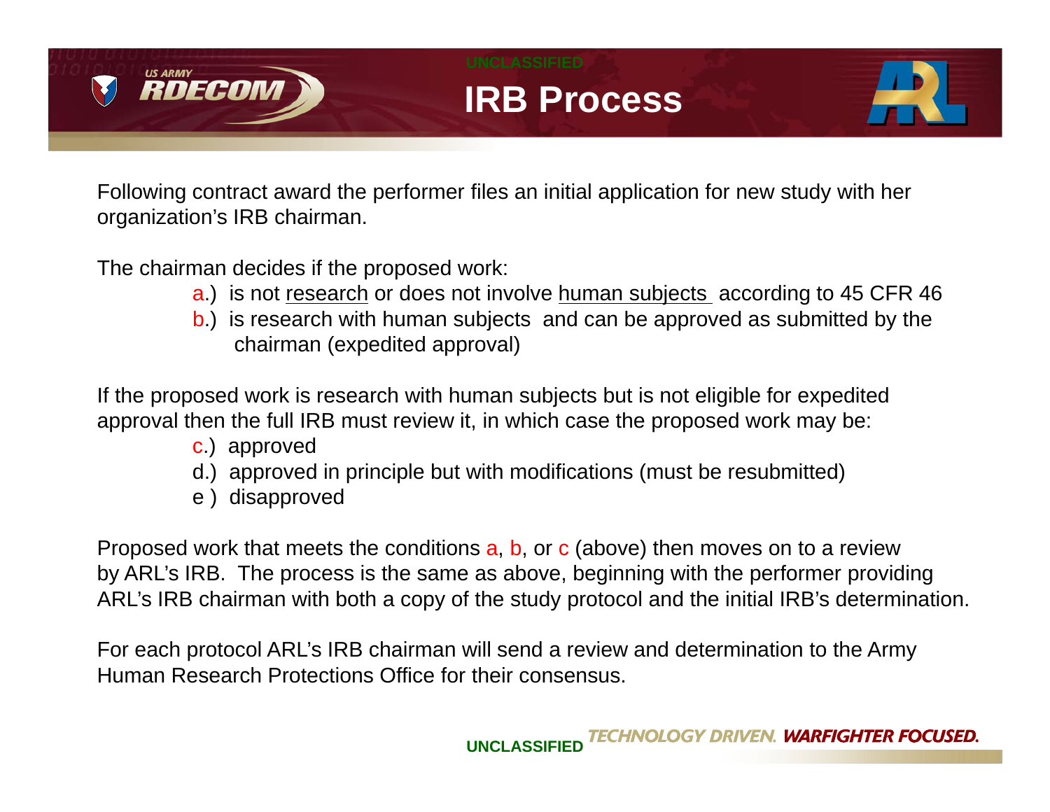# IRB Process

Following contract award the performer files an initial application for new study with her organization's IRB chairman.

The chairman decides if the proposed work:

a.) is not research or does not involve human subjects according to 45 CFR 46

b.) is research with human subjects and can be approved as submitted by the chairman (expedited approval)

If the proposed work is research with human subjects but is not eligible for expedited approval then the full IRB must review it, in which case the proposed work may be:

c.) approved

d.) approved in principle but with modifications (must be resubmitted)

e ) disapproved

Proposed work that meets the conditions a, b, or c (above) then moves on to a review by ARL's IRB. The process is the same as above, beginning with the performer providing ARL's IRB chairman with both a copy of the study protocol and the initial IRB's determination.

For each protocol ARL's IRB chairman will send a review and determination to the Army Human Research Protections Office for their consensus.